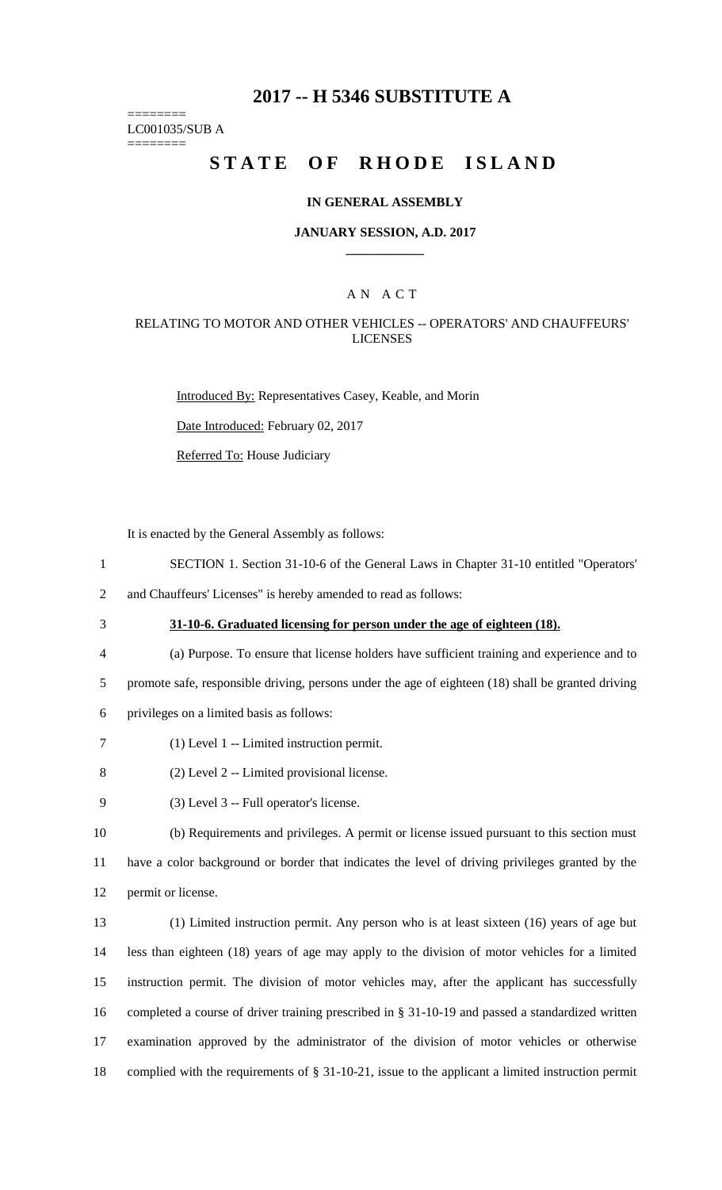# 2017 -- H 5346 SUBSTITUTE A

========
LC001035/SUB A
========

# STATE OF RHODE ISLAND

## IN GENERAL ASSEMBLY

## JANUARY SESSION, A.D. 2017

____________

## A N A C T

### RELATING TO MOTOR AND OTHER VEHICLES -- OPERATORS' AND CHAUFFEURS' LICENSES

Introduced By: Representatives Casey, Keable, and Morin

Date Introduced: February 02, 2017

Referred To: House Judiciary

It is enacted by the General Assembly as follows:

1 SECTION 1. Section 31-10-6 of the General Laws in Chapter 31-10 entitled "Operators'
2 and Chauffeurs' Licenses" is hereby amended to read as follows:

3 **31-10-6. Graduated licensing for person under the age of eighteen (18).**

4 (a) Purpose. To ensure that license holders have sufficient training and experience and to
5 promote safe, responsible driving, persons under the age of eighteen (18) shall be granted driving
6 privileges on a limited basis as follows:

7 (1) Level 1 -- Limited instruction permit.

8 (2) Level 2 -- Limited provisional license.

9 (3) Level 3 -- Full operator's license.

10 (b) Requirements and privileges. A permit or license issued pursuant to this section must
11 have a color background or border that indicates the level of driving privileges granted by the
12 permit or license.

13 (1) Limited instruction permit. Any person who is at least sixteen (16) years of age but
14 less than eighteen (18) years of age may apply to the division of motor vehicles for a limited
15 instruction permit. The division of motor vehicles may, after the applicant has successfully
16 completed a course of driver training prescribed in § 31-10-19 and passed a standardized written
17 examination approved by the administrator of the division of motor vehicles or otherwise
18 complied with the requirements of § 31-10-21, issue to the applicant a limited instruction permit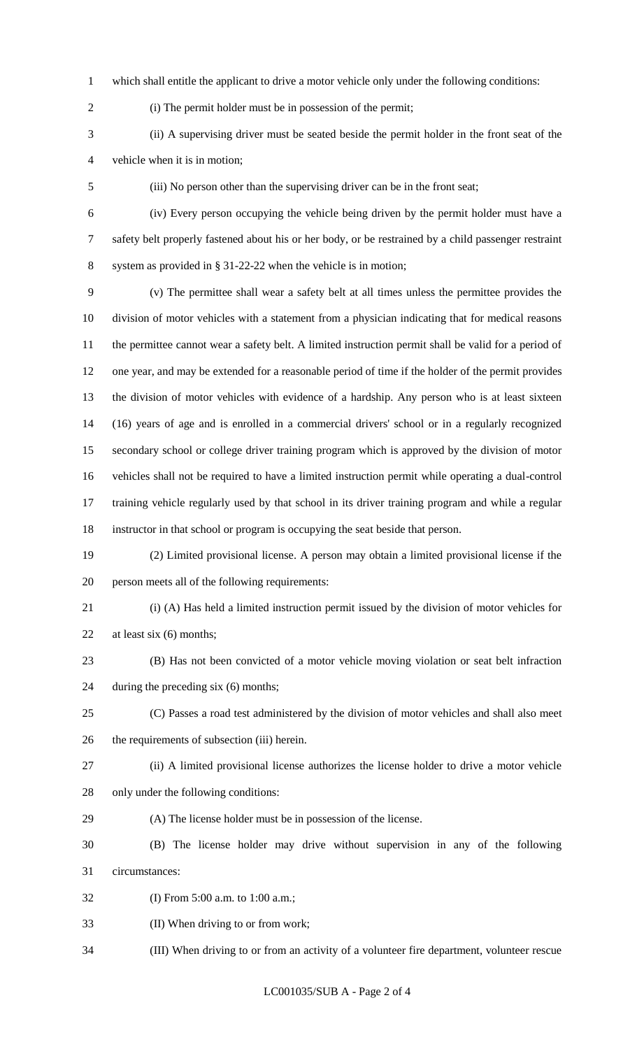which shall entitle the applicant to drive a motor vehicle only under the following conditions:

(i) The permit holder must be in possession of the permit;

(ii) A supervising driver must be seated beside the permit holder in the front seat of the vehicle when it is in motion;

(iii) No person other than the supervising driver can be in the front seat;

(iv) Every person occupying the vehicle being driven by the permit holder must have a safety belt properly fastened about his or her body, or be restrained by a child passenger restraint system as provided in § 31-22-22 when the vehicle is in motion;

(v) The permittee shall wear a safety belt at all times unless the permittee provides the division of motor vehicles with a statement from a physician indicating that for medical reasons the permittee cannot wear a safety belt. A limited instruction permit shall be valid for a period of one year, and may be extended for a reasonable period of time if the holder of the permit provides the division of motor vehicles with evidence of a hardship. Any person who is at least sixteen (16) years of age and is enrolled in a commercial drivers' school or in a regularly recognized secondary school or college driver training program which is approved by the division of motor vehicles shall not be required to have a limited instruction permit while operating a dual-control training vehicle regularly used by that school in its driver training program and while a regular instructor in that school or program is occupying the seat beside that person.

(2) Limited provisional license. A person may obtain a limited provisional license if the person meets all of the following requirements:

(i) (A) Has held a limited instruction permit issued by the division of motor vehicles for at least six (6) months;

(B) Has not been convicted of a motor vehicle moving violation or seat belt infraction during the preceding six (6) months;

(C) Passes a road test administered by the division of motor vehicles and shall also meet the requirements of subsection (iii) herein.

(ii) A limited provisional license authorizes the license holder to drive a motor vehicle only under the following conditions:

(A) The license holder must be in possession of the license.

(B) The license holder may drive without supervision in any of the following circumstances:

(I) From 5:00 a.m. to 1:00 a.m.;

(II) When driving to or from work;

(III) When driving to or from an activity of a volunteer fire department, volunteer rescue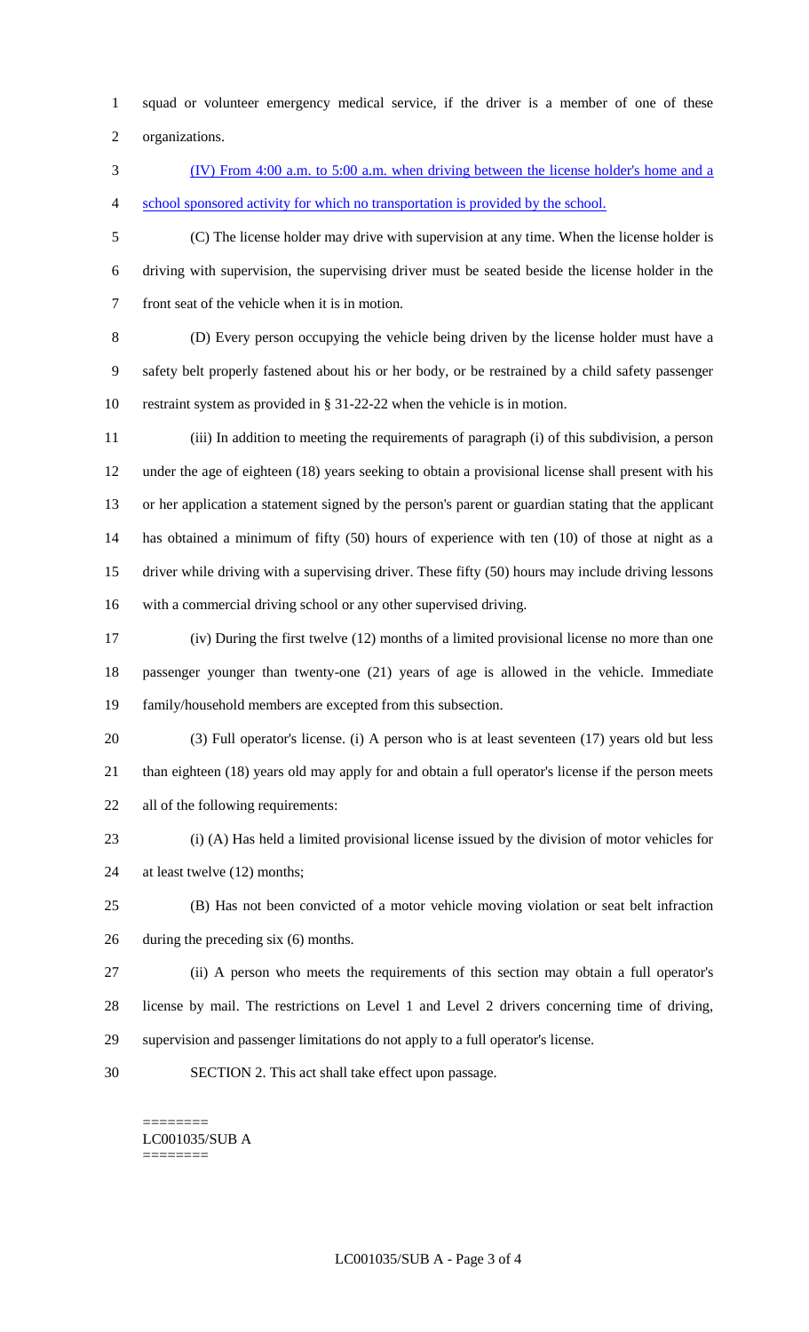squad or volunteer emergency medical service, if the driver is a member of one of these organizations.

(IV) From 4:00 a.m. to 5:00 a.m. when driving between the license holder's home and a school sponsored activity for which no transportation is provided by the school.

(C) The license holder may drive with supervision at any time. When the license holder is driving with supervision, the supervising driver must be seated beside the license holder in the front seat of the vehicle when it is in motion.

(D) Every person occupying the vehicle being driven by the license holder must have a safety belt properly fastened about his or her body, or be restrained by a child safety passenger restraint system as provided in § 31-22-22 when the vehicle is in motion.

(iii) In addition to meeting the requirements of paragraph (i) of this subdivision, a person under the age of eighteen (18) years seeking to obtain a provisional license shall present with his or her application a statement signed by the person's parent or guardian stating that the applicant has obtained a minimum of fifty (50) hours of experience with ten (10) of those at night as a driver while driving with a supervising driver. These fifty (50) hours may include driving lessons with a commercial driving school or any other supervised driving.

(iv) During the first twelve (12) months of a limited provisional license no more than one passenger younger than twenty-one (21) years of age is allowed in the vehicle. Immediate family/household members are excepted from this subsection.

(3) Full operator's license. (i) A person who is at least seventeen (17) years old but less than eighteen (18) years old may apply for and obtain a full operator's license if the person meets all of the following requirements:

(i) (A) Has held a limited provisional license issued by the division of motor vehicles for at least twelve (12) months;

(B) Has not been convicted of a motor vehicle moving violation or seat belt infraction during the preceding six (6) months.

(ii) A person who meets the requirements of this section may obtain a full operator's license by mail. The restrictions on Level 1 and Level 2 drivers concerning time of driving, supervision and passenger limitations do not apply to a full operator's license.

SECTION 2. This act shall take effect upon passage.

========
LC001035/SUB A
========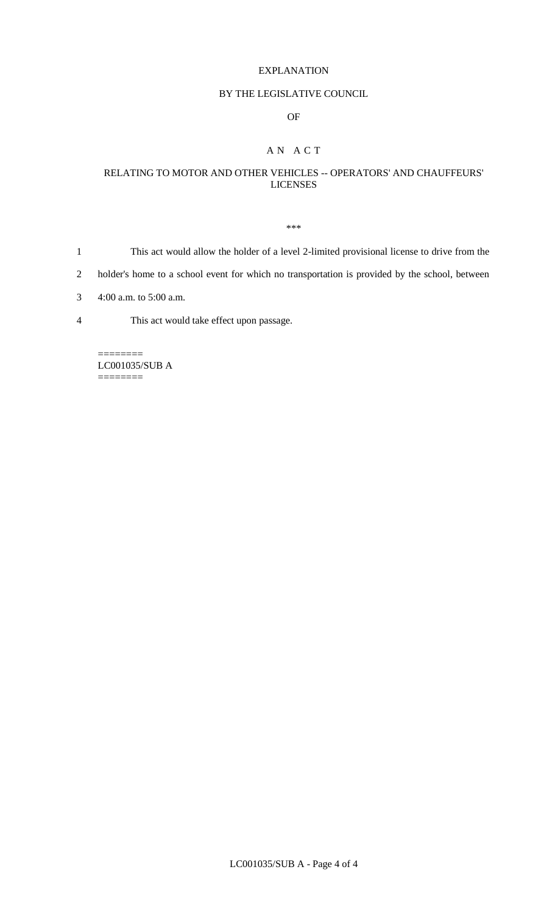EXPLANATION

BY THE LEGISLATIVE COUNCIL

OF

# A N A C T

RELATING TO MOTOR AND OTHER VEHICLES -- OPERATORS' AND CHAUFFEURS' LICENSES

\*\*\*

1 This act would allow the holder of a level 2-limited provisional license to drive from the
2 holder's home to a school event for which no transportation is provided by the school, between
3 4:00 a.m. to 5:00 a.m.
4 This act would take effect upon passage.

========
LC001035/SUB A
========